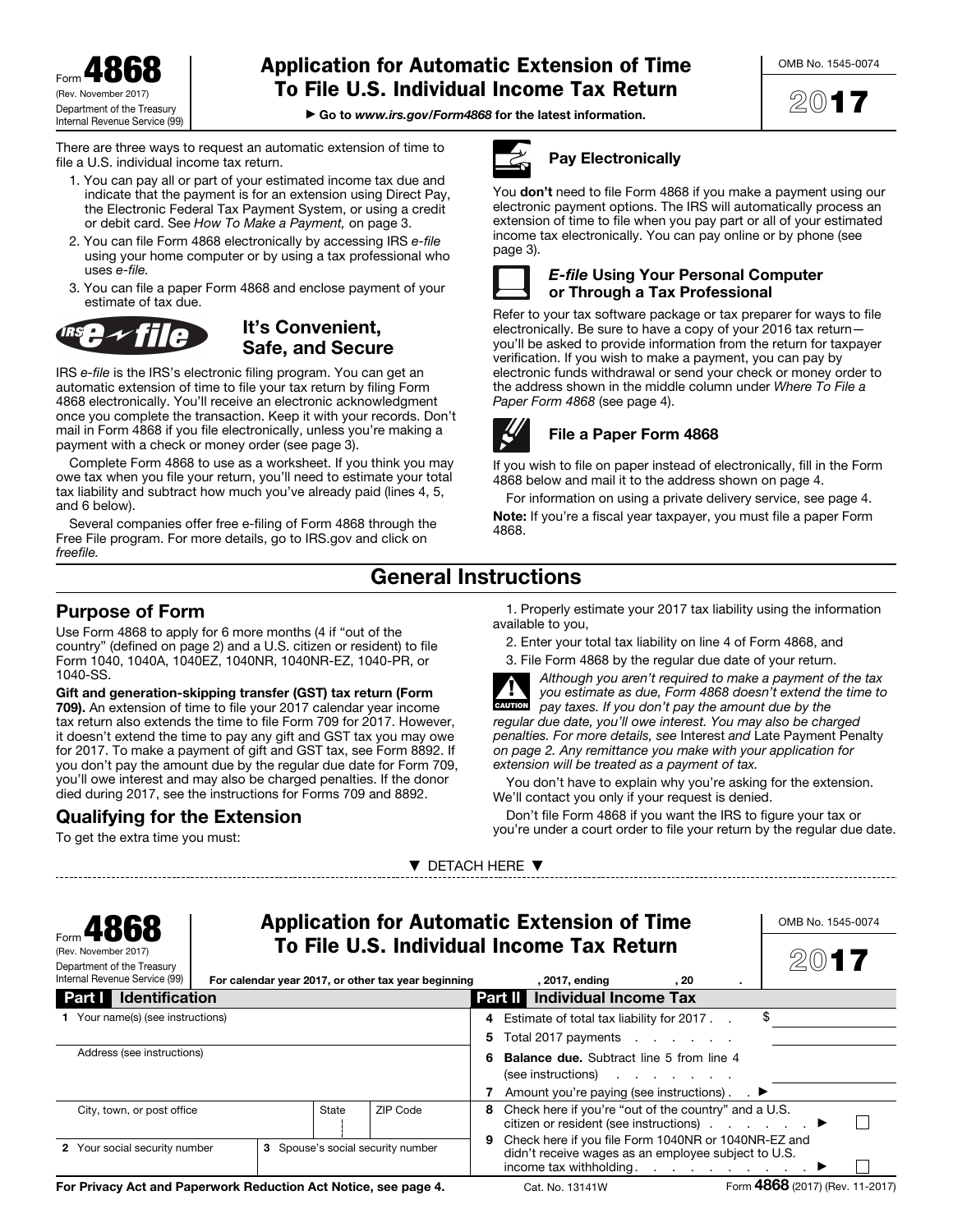Form **4868**
(Rev. November 2017)
Department of the Treasury
Internal Revenue Service (99)

# Application for Automatic Extension of Time To File U.S. Individual Income Tax Return

▶ Go to *www.irs.gov/Form4868* for the latest information.

OMB No. 1545-0074

**2017**

There are three ways to request an automatic extension of time to file a U.S. individual income tax return.

1. You can pay all or part of your estimated income tax due and indicate that the payment is for an extension using Direct Pay, the Electronic Federal Tax Payment System, or using a credit or debit card. See *How To Make a Payment,* on page 3.
2. You can file Form 4868 electronically by accessing IRS *e-file* using your home computer or by using a tax professional who uses *e-file.*
3. You can file a paper Form 4868 and enclose payment of your estimate of tax due.

### It's Convenient, Safe, and Secure

IRS *e-file* is the IRS's electronic filing program. You can get an automatic extension of time to file your tax return by filing Form 4868 electronically. You'll receive an electronic acknowledgment once you complete the transaction. Keep it with your records. Don't mail in Form 4868 if you file electronically, unless you're making a payment with a check or money order (see page 3).

Complete Form 4868 to use as a worksheet. If you think you may owe tax when you file your return, you'll need to estimate your total tax liability and subtract how much you've already paid (lines 4, 5, and 6 below).

Several companies offer free e-filing of Form 4868 through the Free File program. For more details, go to IRS.gov and click on *freefile.*

### Pay Electronically

You **don't** need to file Form 4868 if you make a payment using our electronic payment options. The IRS will automatically process an extension of time to file when you pay part or all of your estimated income tax electronically. You can pay online or by phone (see page 3).

### *E-file* Using Your Personal Computer or Through a Tax Professional

Refer to your tax software package or tax preparer for ways to file electronically. Be sure to have a copy of your 2016 tax return—you'll be asked to provide information from the return for taxpayer verification. If you wish to make a payment, you can pay by electronic funds withdrawal or send your check or money order to the address shown in the middle column under *Where To File a Paper Form 4868* (see page 4).

### File a Paper Form 4868

If you wish to file on paper instead of electronically, fill in the Form 4868 below and mail it to the address shown on page 4.

For information on using a private delivery service, see page 4.

**Note:** If you're a fiscal year taxpayer, you must file a paper Form 4868.

## General Instructions

### Purpose of Form

Use Form 4868 to apply for 6 more months (4 if "out of the country" (defined on page 2) and a U.S. citizen or resident) to file Form 1040, 1040A, 1040EZ, 1040NR, 1040NR-EZ, 1040-PR, or 1040-SS.

**Gift and generation-skipping transfer (GST) tax return (Form 709).** An extension of time to file your 2017 calendar year income tax return also extends the time to file Form 709 for 2017. However, it doesn't extend the time to pay any gift and GST tax you may owe for 2017. To make a payment of gift and GST tax, see Form 8892. If you don't pay the amount due by the regular due date for Form 709, you'll owe interest and may also be charged penalties. If the donor died during 2017, see the instructions for Forms 709 and 8892.

### Qualifying for the Extension

To get the extra time you must:

1. Properly estimate your 2017 tax liability using the information available to you,
2. Enter your total tax liability on line 4 of Form 4868, and
3. File Form 4868 by the regular due date of your return.

**CAUTION** *Although you aren't required to make a payment of the tax you estimate as due, Form 4868 doesn't extend the time to pay taxes. If you don't pay the amount due by the regular due date, you'll owe interest. You may also be charged penalties. For more details, see* Interest *and* Late Payment Penalty *on page 2. Any remittance you make with your application for extension will be treated as a payment of tax.*

You don't have to explain why you're asking for the extension. We'll contact you only if your request is denied.

Don't file Form 4868 if you want the IRS to figure your tax or you're under a court order to file your return by the regular due date.

▼ DETACH HERE ▼

---

Form **4868**
(Rev. November 2017)
Department of the Treasury
Internal Revenue Service (99)

# Application for Automatic Extension of Time To File U.S. Individual Income Tax Return

OMB No. 1545-0074

**2017**

For calendar year 2017, or other tax year beginning ________, 2017, ending ________, 20 ____.

| **Part I** Identification | | | | **Part II** Individual Income Tax | |
|---|---|---|---|---|---|
| **1** Your name(s) (see instructions) | | | | **4** Estimate of total tax liability for 2017 . . | $ |
| | | | | **5** Total 2017 payments . . . . . . | |
| Address (see instructions) | | | | **6 Balance due.** Subtract line 5 from line 4 (see instructions) . . . . . . . . | |
| | | | | **7** Amount you're paying (see instructions) . . ▶ | |
| City, town, or post office | | State | ZIP Code | **8** Check here if you're "out of the country" and a U.S. citizen or resident (see instructions) . . . . . . ▶ | ☐ |
| **2** Your social security number | **3** Spouse's social security number | | | **9** Check here if you file Form 1040NR or 1040NR-EZ and didn't receive wages as an employee subject to U.S. income tax withholding . . . . . . . . . . ▶ | ☐ |

**For Privacy Act and Paperwork Reduction Act Notice, see page 4.** Cat. No. 13141W Form **4868** (2017) (Rev. 11-2017)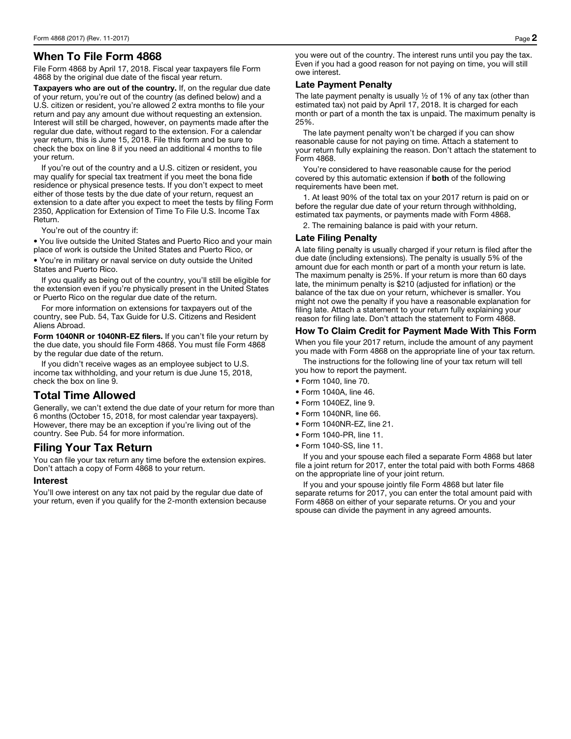## When To File Form 4868

File Form 4868 by April 17, 2018. Fiscal year taxpayers file Form 4868 by the original due date of the fiscal year return.

**Taxpayers who are out of the country.** If, on the regular due date of your return, you're out of the country (as defined below) and a U.S. citizen or resident, you're allowed 2 extra months to file your return and pay any amount due without requesting an extension. Interest will still be charged, however, on payments made after the regular due date, without regard to the extension. For a calendar year return, this is June 15, 2018. File this form and be sure to check the box on line 8 if you need an additional 4 months to file your return.

If you're out of the country and a U.S. citizen or resident, you may qualify for special tax treatment if you meet the bona fide residence or physical presence tests. If you don't expect to meet either of those tests by the due date of your return, request an extension to a date after you expect to meet the tests by filing Form 2350, Application for Extension of Time To File U.S. Income Tax Return.

You're out of the country if:

- You live outside the United States and Puerto Rico and your main place of work is outside the United States and Puerto Rico, or
- You're in military or naval service on duty outside the United States and Puerto Rico.

If you qualify as being out of the country, you'll still be eligible for the extension even if you're physically present in the United States or Puerto Rico on the regular due date of the return.

For more information on extensions for taxpayers out of the country, see Pub. 54, Tax Guide for U.S. Citizens and Resident Aliens Abroad.

**Form 1040NR or 1040NR-EZ filers.** If you can't file your return by the due date, you should file Form 4868. You must file Form 4868 by the regular due date of the return.

If you didn't receive wages as an employee subject to U.S. income tax withholding, and your return is due June 15, 2018, check the box on line 9.

## Total Time Allowed

Generally, we can't extend the due date of your return for more than 6 months (October 15, 2018, for most calendar year taxpayers). However, there may be an exception if you're living out of the country. See Pub. 54 for more information.

## Filing Your Tax Return

You can file your tax return any time before the extension expires. Don't attach a copy of Form 4868 to your return.

### Interest

You'll owe interest on any tax not paid by the regular due date of your return, even if you qualify for the 2-month extension because you were out of the country. The interest runs until you pay the tax. Even if you had a good reason for not paying on time, you will still owe interest.

### Late Payment Penalty

The late payment penalty is usually ½ of 1% of any tax (other than estimated tax) not paid by April 17, 2018. It is charged for each month or part of a month the tax is unpaid. The maximum penalty is 25%.

The late payment penalty won't be charged if you can show reasonable cause for not paying on time. Attach a statement to your return fully explaining the reason. Don't attach the statement to Form 4868.

You're considered to have reasonable cause for the period covered by this automatic extension if **both** of the following requirements have been met.

1. At least 90% of the total tax on your 2017 return is paid on or before the regular due date of your return through withholding, estimated tax payments, or payments made with Form 4868.

2. The remaining balance is paid with your return.

### Late Filing Penalty

A late filing penalty is usually charged if your return is filed after the due date (including extensions). The penalty is usually 5% of the amount due for each month or part of a month your return is late. The maximum penalty is 25%. If your return is more than 60 days late, the minimum penalty is $210 (adjusted for inflation) or the balance of the tax due on your return, whichever is smaller. You might not owe the penalty if you have a reasonable explanation for filing late. Attach a statement to your return fully explaining your reason for filing late. Don't attach the statement to Form 4868.

### How To Claim Credit for Payment Made With This Form

When you file your 2017 return, include the amount of any payment you made with Form 4868 on the appropriate line of your tax return.

The instructions for the following line of your tax return will tell you how to report the payment.

- Form 1040, line 70.
- Form 1040A, line 46.
- Form 1040EZ, line 9.
- Form 1040NR, line 66.
- Form 1040NR-EZ, line 21.
- Form 1040-PR, line 11.
- Form 1040-SS, line 11.

If you and your spouse each filed a separate Form 4868 but later file a joint return for 2017, enter the total paid with both Forms 4868 on the appropriate line of your joint return.

If you and your spouse jointly file Form 4868 but later file separate returns for 2017, you can enter the total amount paid with Form 4868 on either of your separate returns. Or you and your spouse can divide the payment in any agreed amounts.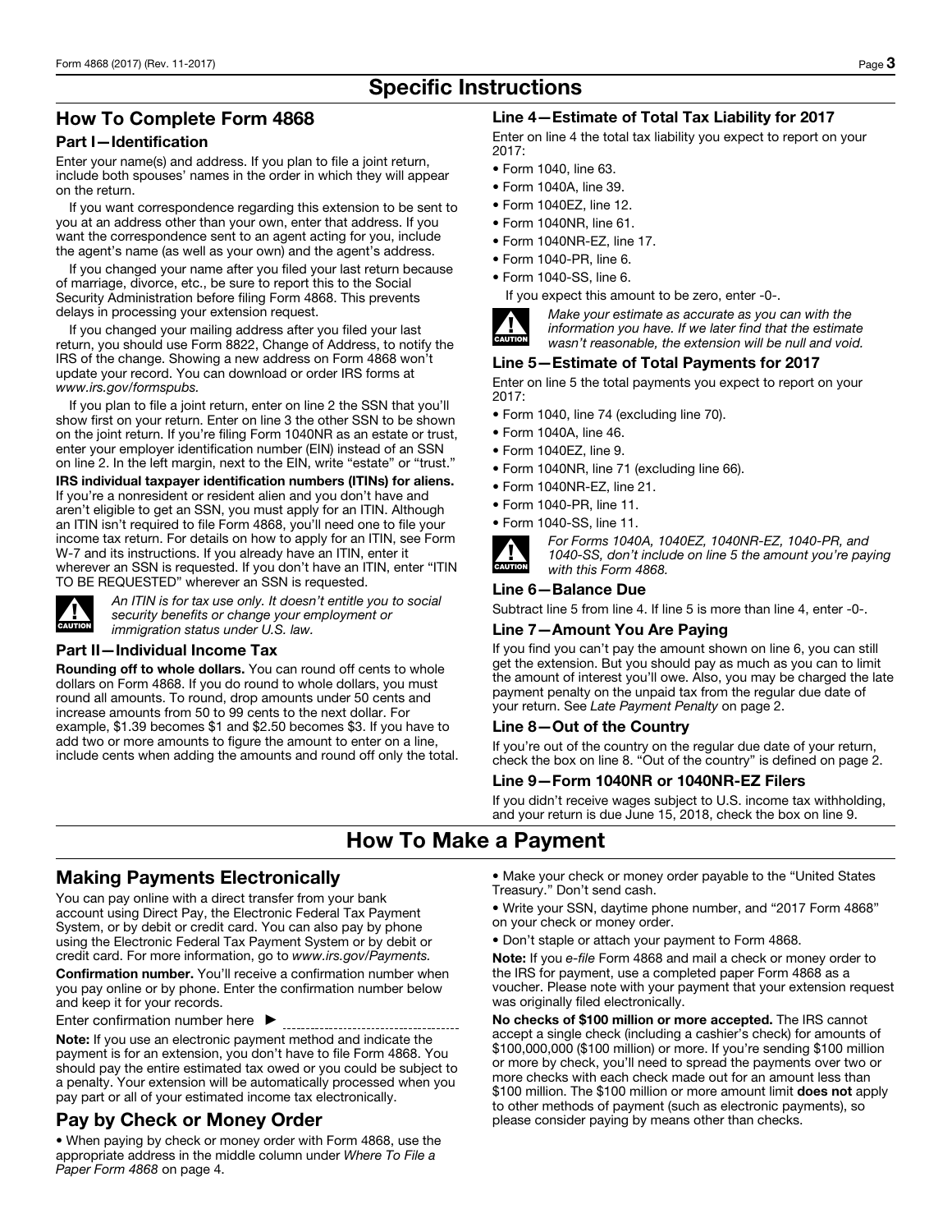# Specific Instructions

## How To Complete Form 4868

### Part I—Identification

Enter your name(s) and address. If you plan to file a joint return, include both spouses' names in the order in which they will appear on the return.

If you want correspondence regarding this extension to be sent to you at an address other than your own, enter that address. If you want the correspondence sent to an agent acting for you, include the agent's name (as well as your own) and the agent's address.

If you changed your name after you filed your last return because of marriage, divorce, etc., be sure to report this to the Social Security Administration before filing Form 4868. This prevents delays in processing your extension request.

If you changed your mailing address after you filed your last return, you should use Form 8822, Change of Address, to notify the IRS of the change. Showing a new address on Form 4868 won't update your record. You can download or order IRS forms at *www.irs.gov/formspubs.*

If you plan to file a joint return, enter on line 2 the SSN that you'll show first on your return. Enter on line 3 the other SSN to be shown on the joint return. If you're filing Form 1040NR as an estate or trust, enter your employer identification number (EIN) instead of an SSN on line 2. In the left margin, next to the EIN, write "estate" or "trust."

**IRS individual taxpayer identification numbers (ITINs) for aliens.** If you're a nonresident or resident alien and you don't have and aren't eligible to get an SSN, you must apply for an ITIN. Although an ITIN isn't required to file Form 4868, you'll need one to file your income tax return. For details on how to apply for an ITIN, see Form W-7 and its instructions. If you already have an ITIN, enter it wherever an SSN is requested. If you don't have an ITIN, enter "ITIN TO BE REQUESTED" wherever an SSN is requested.

**CAUTION** *An ITIN is for tax use only. It doesn't entitle you to social security benefits or change your employment or immigration status under U.S. law.*

### Part II—Individual Income Tax

**Rounding off to whole dollars.** You can round off cents to whole dollars on Form 4868. If you do round to whole dollars, you must round all amounts. To round, drop amounts under 50 cents and increase amounts from 50 to 99 cents to the next dollar. For example, $1.39 becomes $1 and $2.50 becomes $3. If you have to add two or more amounts to figure the amount to enter on a line, include cents when adding the amounts and round off only the total.

### Line 4—Estimate of Total Tax Liability for 2017

Enter on line 4 the total tax liability you expect to report on your 2017:

- Form 1040, line 63.
- Form 1040A, line 39.
- Form 1040EZ, line 12.
- Form 1040NR, line 61.
- Form 1040NR-EZ, line 17.
- Form 1040-PR, line 6.
- Form 1040-SS, line 6.

If you expect this amount to be zero, enter -0-.

**CAUTION** *Make your estimate as accurate as you can with the information you have. If we later find that the estimate wasn't reasonable, the extension will be null and void.*

### Line 5—Estimate of Total Payments for 2017

Enter on line 5 the total payments you expect to report on your 2017:

- Form 1040, line 74 (excluding line 70).
- Form 1040A, line 46.
- Form 1040EZ, line 9.
- Form 1040NR, line 71 (excluding line 66).
- Form 1040NR-EZ, line 21.
- Form 1040-PR, line 11.
- Form 1040-SS, line 11.

**CAUTION** *For Forms 1040A, 1040EZ, 1040NR-EZ, 1040-PR, and 1040-SS, don't include on line 5 the amount you're paying with this Form 4868.*

### Line 6—Balance Due

Subtract line 5 from line 4. If line 5 is more than line 4, enter -0-.

### Line 7—Amount You Are Paying

If you find you can't pay the amount shown on line 6, you can still get the extension. But you should pay as much as you can to limit the amount of interest you'll owe. Also, you may be charged the late payment penalty on the unpaid tax from the regular due date of your return. See *Late Payment Penalty* on page 2.

### Line 8—Out of the Country

If you're out of the country on the regular due date of your return, check the box on line 8. "Out of the country" is defined on page 2.

### Line 9—Form 1040NR or 1040NR-EZ Filers

If you didn't receive wages subject to U.S. income tax withholding, and your return is due June 15, 2018, check the box on line 9.

# How To Make a Payment

## Making Payments Electronically

You can pay online with a direct transfer from your bank account using Direct Pay, the Electronic Federal Tax Payment System, or by debit or credit card. You can also pay by phone using the Electronic Federal Tax Payment System or by debit or credit card. For more information, go to *www.irs.gov/Payments.*

**Confirmation number.** You'll receive a confirmation number when you pay online or by phone. Enter the confirmation number below and keep it for your records.

Enter confirmation number here ► ______________________

**Note:** If you use an electronic payment method and indicate the payment is for an extension, you don't have to file Form 4868. You should pay the entire estimated tax owed or you could be subject to a penalty. Your extension will be automatically processed when you pay part or all of your estimated income tax electronically.

## Pay by Check or Money Order

- When paying by check or money order with Form 4868, use the appropriate address in the middle column under *Where To File a Paper Form 4868* on page 4.
- Make your check or money order payable to the "United States Treasury." Don't send cash.
- Write your SSN, daytime phone number, and "2017 Form 4868" on your check or money order.
- Don't staple or attach your payment to Form 4868.

**Note:** If you *e-file* Form 4868 and mail a check or money order to the IRS for payment, use a completed paper Form 4868 as a voucher. Please note with your payment that your extension request was originally filed electronically.

**No checks of $100 million or more accepted.** The IRS cannot accept a single check (including a cashier's check) for amounts of $100,000,000 ($100 million) or more. If you're sending $100 million or more by check, you'll need to spread the payments over two or more checks with each check made out for an amount less than $100 million. The $100 million or more amount limit **does not** apply to other methods of payment (such as electronic payments), so please consider paying by means other than checks.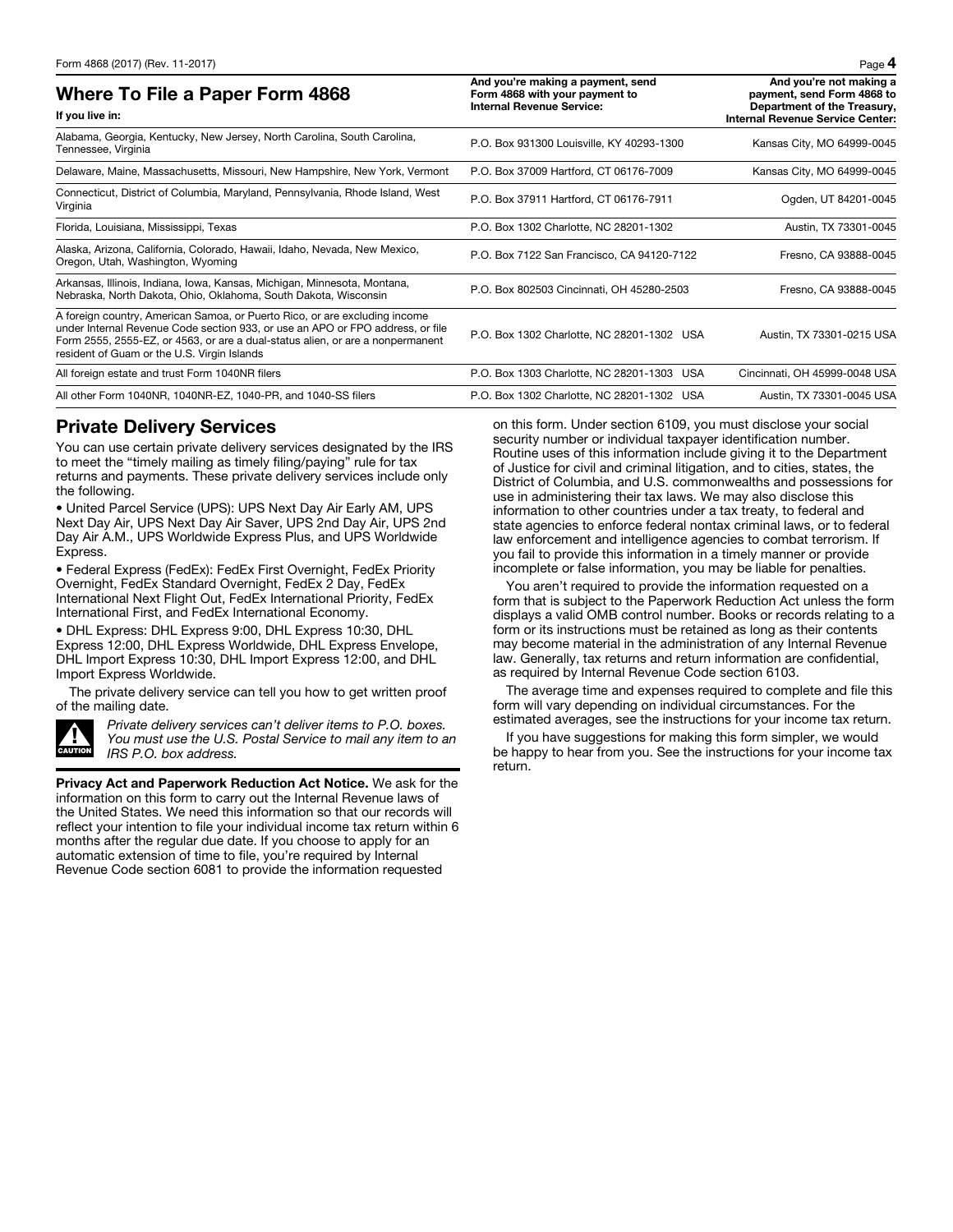## Where To File a Paper Form 4868

| If you live in: | And you're making a payment, send Form 4868 with your payment to Internal Revenue Service: | And you're not making a payment, send Form 4868 to Department of the Treasury, Internal Revenue Service Center: |
|---|---|---|
| Alabama, Georgia, Kentucky, New Jersey, North Carolina, South Carolina, Tennessee, Virginia | P.O. Box 931300 Louisville, KY 40293-1300 | Kansas City, MO 64999-0045 |
| Delaware, Maine, Massachusetts, Missouri, New Hampshire, New York, Vermont | P.O. Box 37009 Hartford, CT 06176-7009 | Kansas City, MO 64999-0045 |
| Connecticut, District of Columbia, Maryland, Pennsylvania, Rhode Island, West Virginia | P.O. Box 37911 Hartford, CT 06176-7911 | Ogden, UT 84201-0045 |
| Florida, Louisiana, Mississippi, Texas | P.O. Box 1302 Charlotte, NC 28201-1302 | Austin, TX 73301-0045 |
| Alaska, Arizona, California, Colorado, Hawaii, Idaho, Nevada, New Mexico, Oregon, Utah, Washington, Wyoming | P.O. Box 7122 San Francisco, CA 94120-7122 | Fresno, CA 93888-0045 |
| Arkansas, Illinois, Indiana, Iowa, Kansas, Michigan, Minnesota, Montana, Nebraska, North Dakota, Ohio, Oklahoma, South Dakota, Wisconsin | P.O. Box 802503 Cincinnati, OH 45280-2503 | Fresno, CA 93888-0045 |
| A foreign country, American Samoa, or Puerto Rico, or are excluding income under Internal Revenue Code section 933, or use an APO or FPO address, or file Form 2555, 2555-EZ, or 4563, or are a dual-status alien, or are a nonpermanent resident of Guam or the U.S. Virgin Islands | P.O. Box 1302 Charlotte, NC 28201-1302 USA | Austin, TX 73301-0215 USA |
| All foreign estate and trust Form 1040NR filers | P.O. Box 1303 Charlotte, NC 28201-1303 USA | Cincinnati, OH 45999-0048 USA |
| All other Form 1040NR, 1040NR-EZ, 1040-PR, and 1040-SS filers | P.O. Box 1302 Charlotte, NC 28201-1302 USA | Austin, TX 73301-0045 USA |

## Private Delivery Services

You can use certain private delivery services designated by the IRS to meet the "timely mailing as timely filing/paying" rule for tax returns and payments. These private delivery services include only the following.

- United Parcel Service (UPS): UPS Next Day Air Early AM, UPS Next Day Air, UPS Next Day Air Saver, UPS 2nd Day Air, UPS 2nd Day Air A.M., UPS Worldwide Express Plus, and UPS Worldwide Express.
- Federal Express (FedEx): FedEx First Overnight, FedEx Priority Overnight, FedEx Standard Overnight, FedEx 2 Day, FedEx International Next Flight Out, FedEx International Priority, FedEx International First, and FedEx International Economy.
- DHL Express: DHL Express 9:00, DHL Express 10:30, DHL Express 12:00, DHL Express Worldwide, DHL Express Envelope, DHL Import Express 10:30, DHL Import Express 12:00, and DHL Import Express Worldwide.

The private delivery service can tell you how to get written proof of the mailing date.

**CAUTION** *Private delivery services can't deliver items to P.O. boxes. You must use the U.S. Postal Service to mail any item to an IRS P.O. box address.*

**Privacy Act and Paperwork Reduction Act Notice.** We ask for the information on this form to carry out the Internal Revenue laws of the United States. We need this information so that our records will reflect your intention to file your individual income tax return within 6 months after the regular due date. If you choose to apply for an automatic extension of time to file, you're required by Internal Revenue Code section 6081 to provide the information requested on this form. Under section 6109, you must disclose your social security number or individual taxpayer identification number. Routine uses of this information include giving it to the Department of Justice for civil and criminal litigation, and to cities, states, the District of Columbia, and U.S. commonwealths and possessions for use in administering their tax laws. We may also disclose this information to other countries under a tax treaty, to federal and state agencies to enforce federal nontax criminal laws, or to federal law enforcement and intelligence agencies to combat terrorism. If you fail to provide this information in a timely manner or provide incomplete or false information, you may be liable for penalties.

You aren't required to provide the information requested on a form that is subject to the Paperwork Reduction Act unless the form displays a valid OMB control number. Books or records relating to a form or its instructions must be retained as long as their contents may become material in the administration of any Internal Revenue law. Generally, tax returns and return information are confidential, as required by Internal Revenue Code section 6103.

The average time and expenses required to complete and file this form will vary depending on individual circumstances. For the estimated averages, see the instructions for your income tax return.

If you have suggestions for making this form simpler, we would be happy to hear from you. See the instructions for your income tax return.